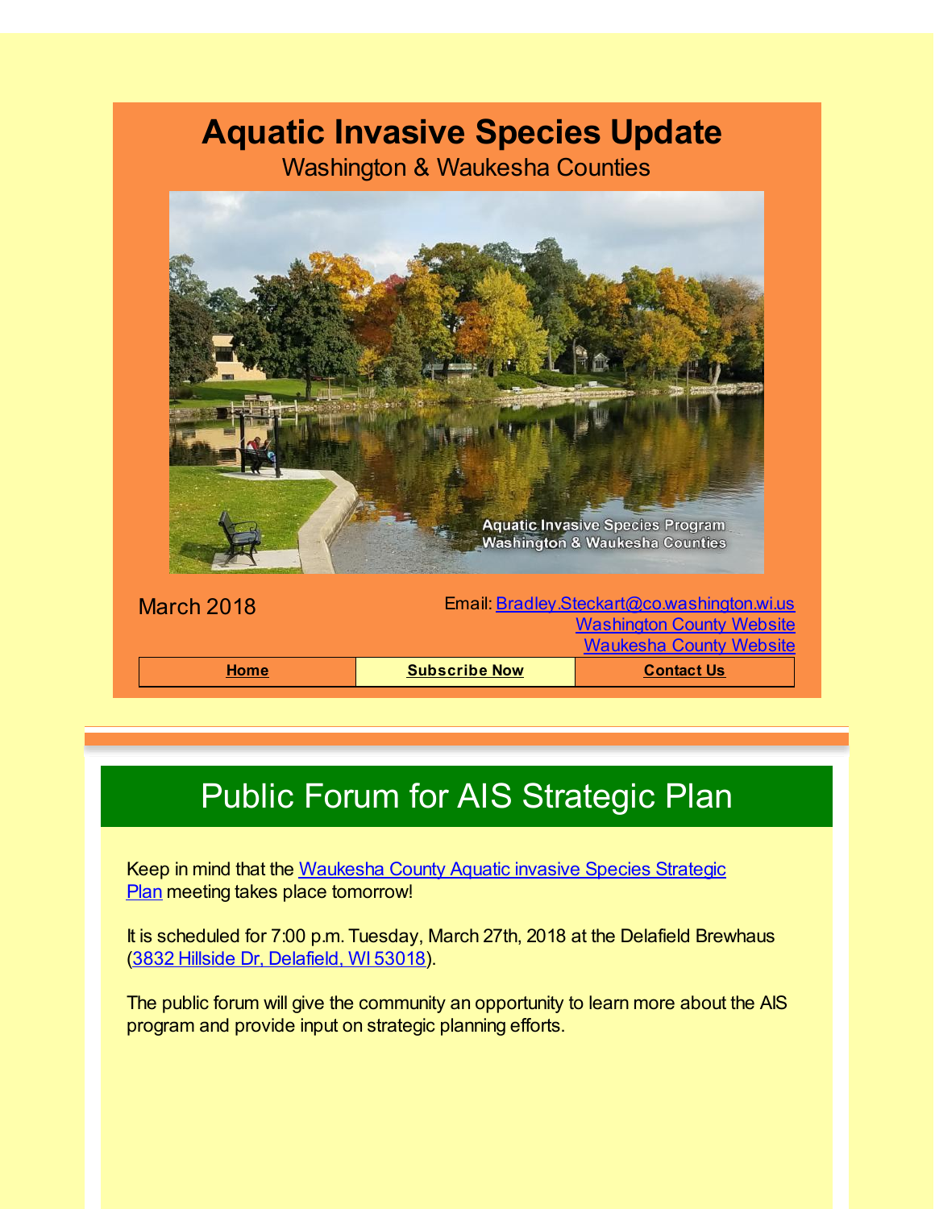# Aquatic Invasive Species Update

Washington & Waukesha Counties

March 2018

Email: Bradley.Steckart@co.washington.wi.us
Washington County Website
Waukesha County Website

| Home | Subscribe Now | Contact Us |
|---|---|---|

## Public Forum for AIS Strategic Plan

Keep in mind that the Waukesha County Aquatic invasive Species Strategic Plan meeting takes place tomorrow!

It is scheduled for 7:00 p.m. Tuesday, March 27th, 2018 at the Delafield Brewhaus (3832 Hillside Dr, Delafield, WI 53018).

The public forum will give the community an opportunity to learn more about the AIS program and provide input on strategic planning efforts.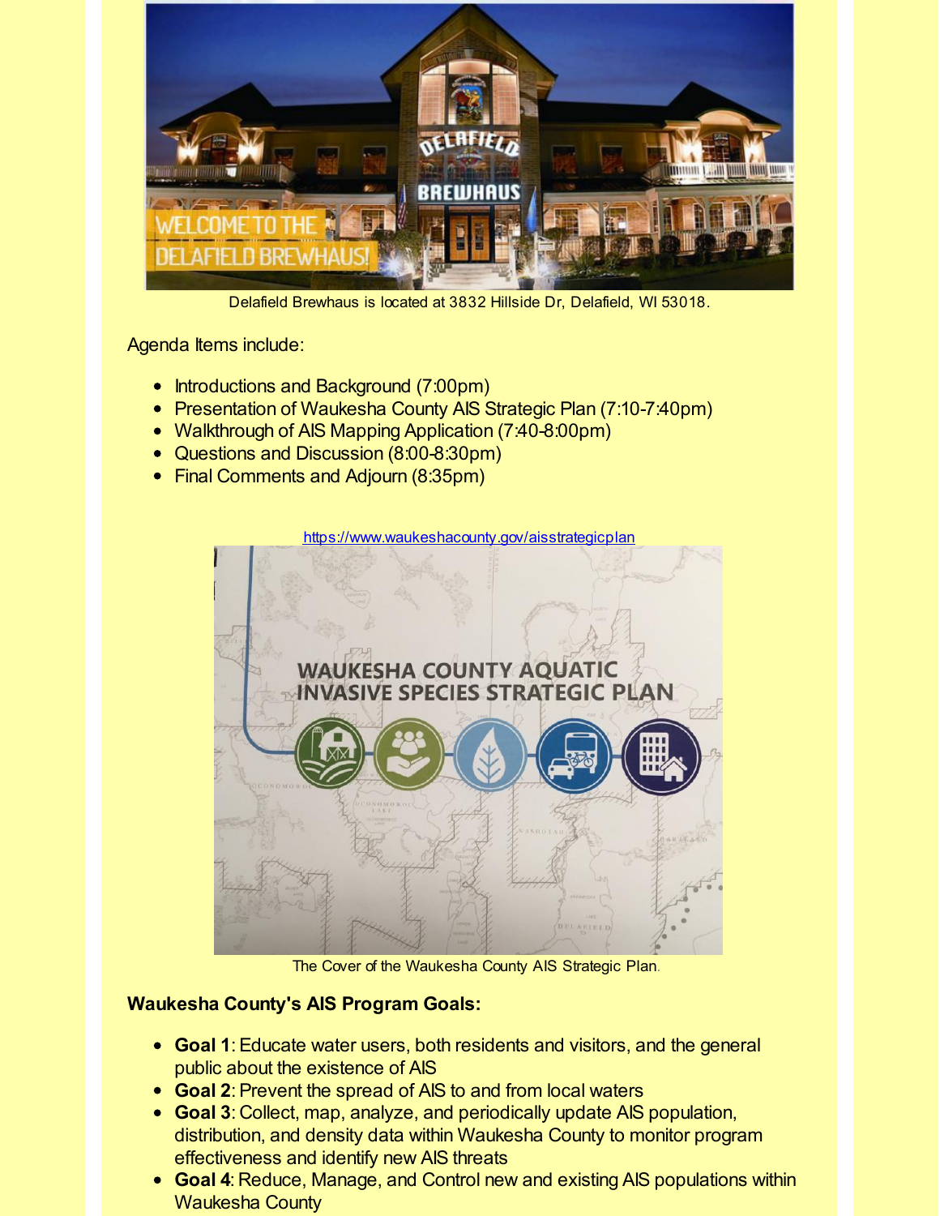Delafield Brewhaus is located at 3832 Hillside Dr, Delafield, WI 53018.

Agenda Items include:

- Introductions and Background (7:00pm)
- Presentation of Waukesha County AIS Strategic Plan (7:10-7:40pm)
- Walkthrough of AIS Mapping Application (7:40-8:00pm)
- Questions and Discussion (8:00-8:30pm)
- Final Comments and Adjourn (8:35pm)

https://www.waukeshacounty.gov/aisstrategicplan

The Cover of the Waukesha County AIS Strategic Plan.

**Waukesha County's AIS Program Goals:**

- **Goal 1**: Educate water users, both residents and visitors, and the general public about the existence of AIS
- **Goal 2**: Prevent the spread of AIS to and from local waters
- **Goal 3**: Collect, map, analyze, and periodically update AIS population, distribution, and density data within Waukesha County to monitor program effectiveness and identify new AIS threats
- **Goal 4**: Reduce, Manage, and Control new and existing AIS populations within Waukesha County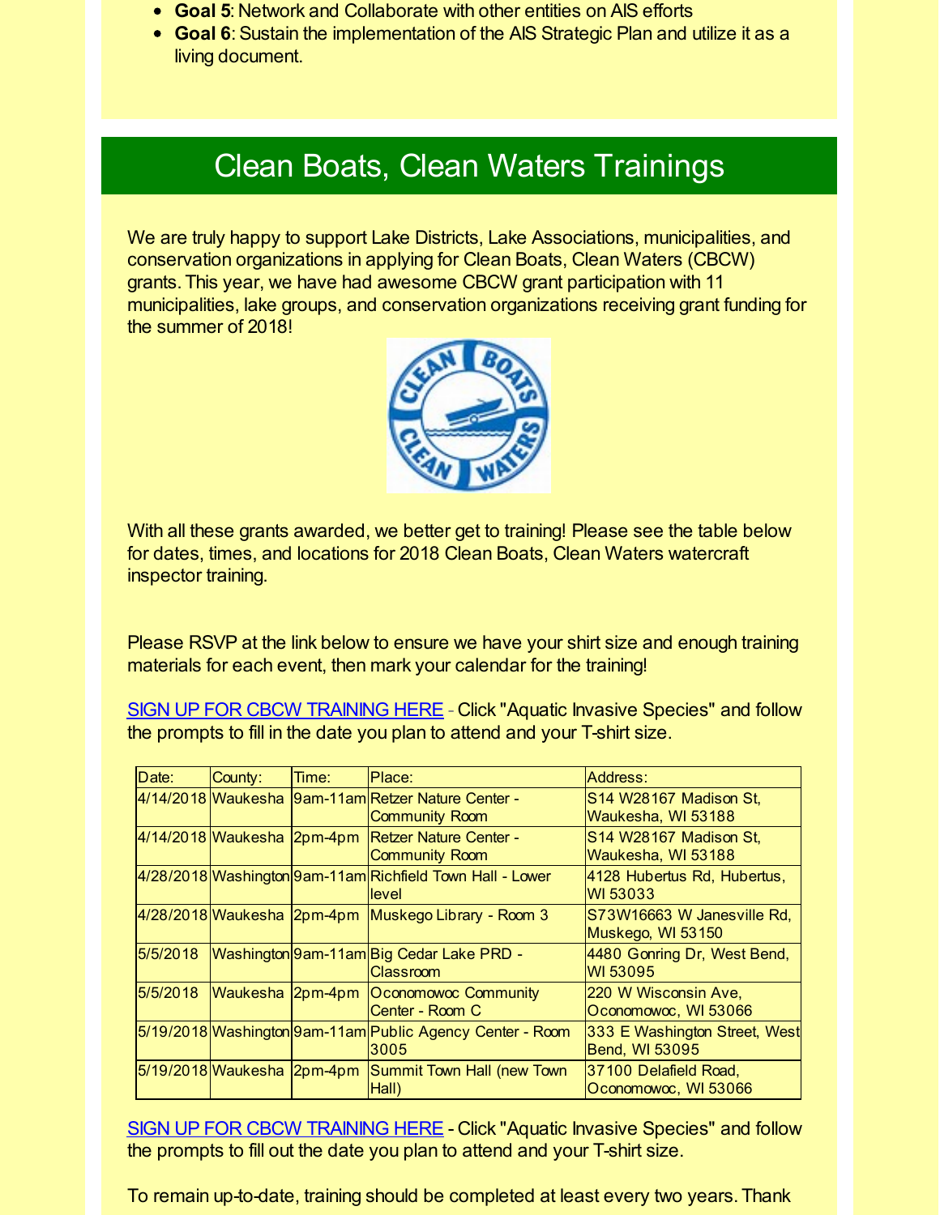- **Goal 5**: Network and Collaborate with other entities on AIS efforts
- **Goal 6**: Sustain the implementation of the AIS Strategic Plan and utilize it as a living document.

## Clean Boats, Clean Waters Trainings

We are truly happy to support Lake Districts, Lake Associations, municipalities, and conservation organizations in applying for Clean Boats, Clean Waters (CBCW) grants. This year, we have had awesome CBCW grant participation with 11 municipalities, lake groups, and conservation organizations receiving grant funding for the summer of 2018!

With all these grants awarded, we better get to training! Please see the table below for dates, times, and locations for 2018 Clean Boats, Clean Waters watercraft inspector training.

Please RSVP at the link below to ensure we have your shirt size and enough training materials for each event, then mark your calendar for the training!

SIGN UP FOR CBCW TRAINING HERE - Click "Aquatic Invasive Species" and follow the prompts to fill in the date you plan to attend and your T-shirt size.

| Date: | County: | Time: | Place: | Address: |
|---|---|---|---|---|
| 4/14/2018 | Waukesha | 9am-11am | Retzer Nature Center - Community Room | S14 W28167 Madison St, Waukesha, WI 53188 |
| 4/14/2018 | Waukesha | 2pm-4pm | Retzer Nature Center - Community Room | S14 W28167 Madison St, Waukesha, WI 53188 |
| 4/28/2018 | Washington | 9am-11am | Richfield Town Hall - Lower level | 4128 Hubertus Rd, Hubertus, WI 53033 |
| 4/28/2018 | Waukesha | 2pm-4pm | Muskego Library - Room 3 | S73W16663 W Janesville Rd, Muskego, WI 53150 |
| 5/5/2018 | Washington | 9am-11am | Big Cedar Lake PRD - Classroom | 4480 Gonring Dr, West Bend, WI 53095 |
| 5/5/2018 | Waukesha | 2pm-4pm | Oconomowoc Community Center - Room C | 220 W Wisconsin Ave, Oconomowoc, WI 53066 |
| 5/19/2018 | Washington | 9am-11am | Public Agency Center - Room 3005 | 333 E Washington Street, West Bend, WI 53095 |
| 5/19/2018 | Waukesha | 2pm-4pm | Summit Town Hall (new Town Hall) | 37100 Delafield Road, Oconomowoc, WI 53066 |

SIGN UP FOR CBCW TRAINING HERE - Click "Aquatic Invasive Species" and follow the prompts to fill out the date you plan to attend and your T-shirt size.

To remain up-to-date, training should be completed at least every two years. Thank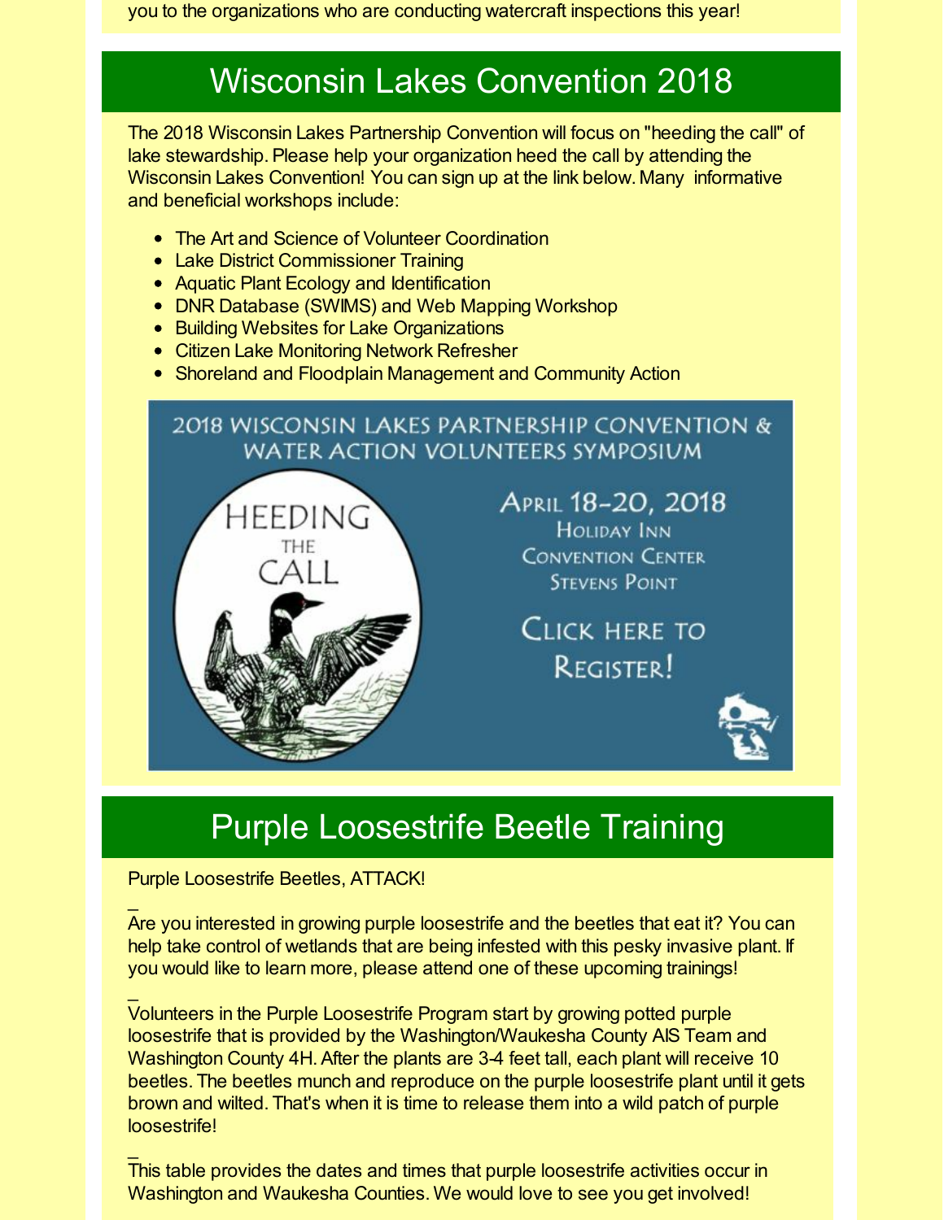you to the organizations who are conducting watercraft inspections this year!

# Wisconsin Lakes Convention 2018

The 2018 Wisconsin Lakes Partnership Convention will focus on "heeding the call" of lake stewardship. Please help your organization heed the call by attending the Wisconsin Lakes Convention! You can sign up at the link below. Many informative and beneficial workshops include:

- The Art and Science of Volunteer Coordination
- Lake District Commissioner Training
- Aquatic Plant Ecology and Identification
- DNR Database (SWIMS) and Web Mapping Workshop
- Building Websites for Lake Organizations
- Citizen Lake Monitoring Network Refresher
- Shoreland and Floodplain Management and Community Action

2018 WISCONSIN LAKES PARTNERSHIP CONVENTION & WATER ACTION VOLUNTEERS SYMPOSIUM

HEEDING THE CALL

April 18-20, 2018
Holiday Inn
Convention Center
Stevens Point

Click here to Register!

# Purple Loosestrife Beetle Training

Purple Loosestrife Beetles, ATTACK!

Are you interested in growing purple loosestrife and the beetles that eat it? You can help take control of wetlands that are being infested with this pesky invasive plant. If you would like to learn more, please attend one of these upcoming trainings!

Volunteers in the Purple Loosestrife Program start by growing potted purple loosestrife that is provided by the Washington/Waukesha County AIS Team and Washington County 4H. After the plants are 3-4 feet tall, each plant will receive 10 beetles. The beetles munch and reproduce on the purple loosestrife plant until it gets brown and wilted. That's when it is time to release them into a wild patch of purple loosestrife!

This table provides the dates and times that purple loosestrife activities occur in Washington and Waukesha Counties. We would love to see you get involved!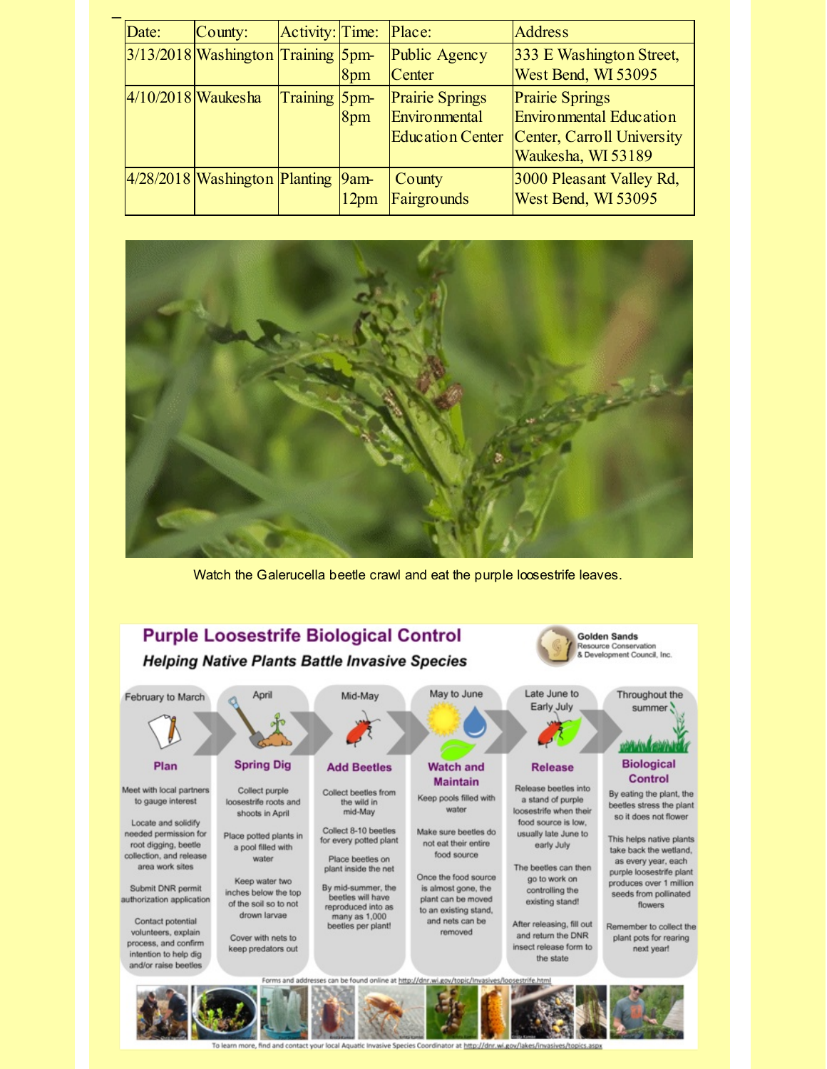| Date: | County: | Activity: | Time: | Place: | Address |
|---|---|---|---|---|---|
| 3/13/2018 | Washington | Training | 5pm-8pm | Public Agency Center | 333 E Washington Street, West Bend, WI 53095 |
| 4/10/2018 | Waukesha | Training | 5pm-8pm | Prairie Springs Environmental Education Center | Prairie Springs Environmental Education Center, Carroll University Waukesha, WI 53189 |
| 4/28/2018 | Washington | Planting | 9am-12pm | County Fairgrounds | 3000 Pleasant Valley Rd, West Bend, WI 53095 |

Watch the Galerucella beetle crawl and eat the purple loosestrife leaves.

# Purple Loosestrife Biological Control

***Helping Native Plants Battle Invasive Species***

Golden Sands Resource Conservation & Development Council, Inc.

**February to March — Plan**

Meet with local partners to gauge interest

Locate and solidify needed permission for root digging, beetle collection, and release area work sites

Submit DNR permit authorization application

Contact potential volunteers, explain process, and confirm intention to help dig and/or raise beetles

**April — Spring Dig**

Collect purple loosestrife roots and shoots in April

Place potted plants in a pool filled with water

Keep water two inches below the top of the soil so to not drown larvae

Cover with nets to keep predators out

**Mid-May — Add Beetles**

Collect beetles from the wild in mid-May

Collect 8-10 beetles for every potted plant

Place beetles on plant inside the net

By mid-summer, the beetles will have reproduced into as many as 1,000 beetles per plant!

**May to June — Watch and Maintain**

Keep pools filled with water

Make sure beetles do not eat their entire food source

Once the food source is almost gone, the plant can be moved to an existing stand, and nets can be removed

**Late June to Early July — Release**

Release beetles into a stand of purple loosestrife when their food source is low, usually late June to early July

The beetles can then go to work on controlling the existing stand!

After releasing, fill out and return the DNR insect release form to the state

**Throughout the summer — Biological Control**

By eating the plant, the beetles stress the plant so it does not flower

This helps native plants take back the wetland, as every year, each purple loosestrife plant produces over 1 million seeds from pollinated flowers

Remember to collect the plant pots for rearing next year!

Forms and addresses can be found online at http://dnr.wi.gov/topic/invasives/loosestrife.html

To learn more, find and contact your local Aquatic Invasive Species Coordinator at http://dnr.wi.gov/lakes/invasives/topics.aspx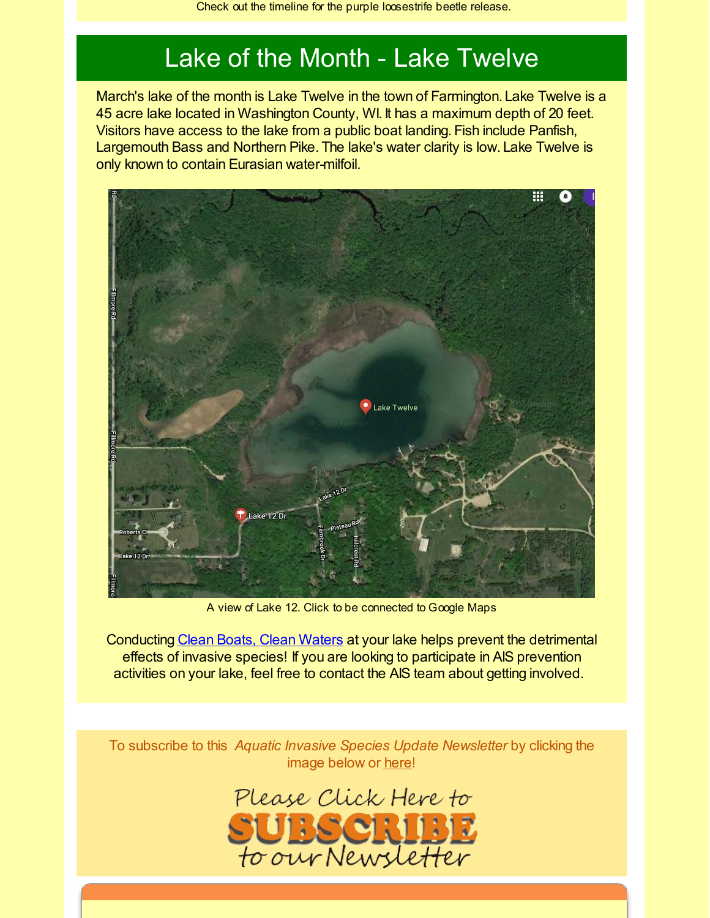Check out the timeline for the purple loosestrife beetle release.

## Lake of the Month - Lake Twelve

March's lake of the month is Lake Twelve in the town of Farmington. Lake Twelve is a 45 acre lake located in Washington County, WI. It has a maximum depth of 20 feet. Visitors have access to the lake from a public boat landing. Fish include Panfish, Largemouth Bass and Northern Pike. The lake's water clarity is low. Lake Twelve is only known to contain Eurasian water-milfoil.

A view of Lake 12. Click to be connected to Google Maps

Conducting Clean Boats, Clean Waters at your lake helps prevent the detrimental effects of invasive species! If you are looking to participate in AIS prevention activities on your lake, feel free to contact the AIS team about getting involved.

To subscribe to this *Aquatic Invasive Species Update Newsletter* by clicking the image below or here!

Please Click Here to SUBSCRIBE to our Newsletter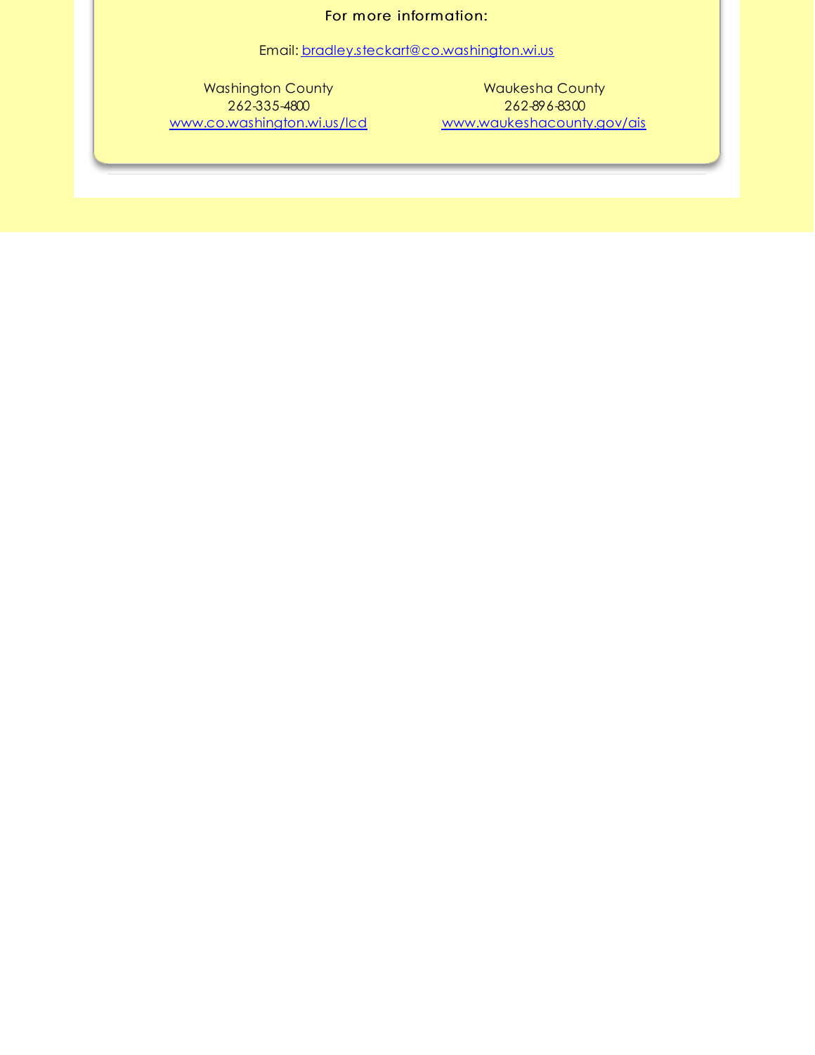For more information:

Email: bradley.steckart@co.washington.wi.us

Washington County
262-335-4800
www.co.washington.wi.us/lcd

Waukesha County
262-896-8300
www.waukeshacounty.gov/ais